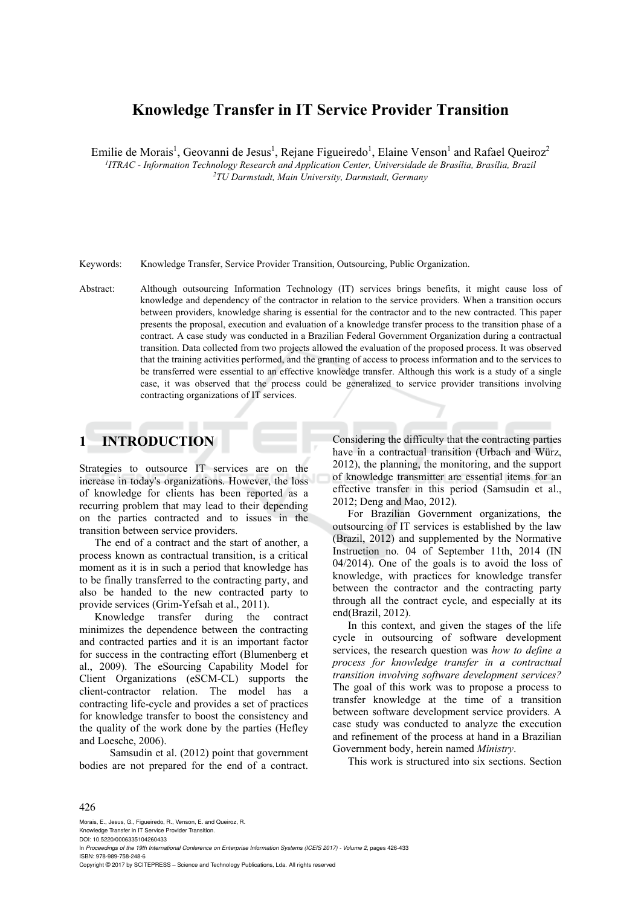# Knowledge Transfer in IT Service Provider Transition

Emilie de Morais[1], Geovanni de Jesus[1], Rejane Figueiredo[1], Elaine Venson[1] and Rafael Queiroz[2]

[1]*ITRAC - Information Technology Research and Application Center, Universidade de Brasília, Brasília, Brazil*
[2]*TU Darmstadt, Main University, Darmstadt, Germany*

Keywords: Knowledge Transfer, Service Provider Transition, Outsourcing, Public Organization.

Abstract: Although outsourcing Information Technology (IT) services brings benefits, it might cause loss of knowledge and dependency of the contractor in relation to the service providers. When a transition occurs between providers, knowledge sharing is essential for the contractor and to the new contracted. This paper presents the proposal, execution and evaluation of a knowledge transfer process to the transition phase of a contract. A case study was conducted in a Brazilian Federal Government Organization during a contractual transition. Data collected from two projects allowed the evaluation of the proposed process. It was observed that the training activities performed, and the granting of access to process information and to the services to be transferred were essential to an effective knowledge transfer. Although this work is a study of a single case, it was observed that the process could be generalized to service provider transitions involving contracting organizations of IT services.

## 1 INTRODUCTION

Strategies to outsource IT services are on the increase in today's organizations. However, the loss of knowledge for clients has been reported as a recurring problem that may lead to their depending on the parties contracted and to issues in the transition between service providers.

The end of a contract and the start of another, a process known as contractual transition, is a critical moment as it is in such a period that knowledge has to be finally transferred to the contracting party, and also be handed to the new contracted party to provide services (Grim-Yefsah et al., 2011).

Knowledge transfer during the contract minimizes the dependence between the contracting and contracted parties and it is an important factor for success in the contracting effort (Blumenberg et al., 2009). The eSourcing Capability Model for Client Organizations (eSCM-CL) supports the client-contractor relation. The model has a contracting life-cycle and provides a set of practices for knowledge transfer to boost the consistency and the quality of the work done by the parties (Hefley and Loesche, 2006).

Samsudin et al. (2012) point that government bodies are not prepared for the end of a contract. Considering the difficulty that the contracting parties have in a contractual transition (Urbach and Würz, 2012), the planning, the monitoring, and the support of knowledge transmitter are essential items for an effective transfer in this period (Samsudin et al., 2012; Deng and Mao, 2012).

For Brazilian Government organizations, the outsourcing of IT services is established by the law (Brazil, 2012) and supplemented by the Normative Instruction no. 04 of September 11th, 2014 (IN 04/2014). One of the goals is to avoid the loss of knowledge, with practices for knowledge transfer between the contractor and the contracting party through all the contract cycle, and especially at its end(Brazil, 2012).

In this context, and given the stages of the life cycle in outsourcing of software development services, the research question was *how to define a process for knowledge transfer in a contractual transition involving software development services?* The goal of this work was to propose a process to transfer knowledge at the time of a transition between software development service providers. A case study was conducted to analyze the execution and refinement of the process at hand in a Brazilian Government body, herein named *Ministry*.

This work is structured into six sections. Section

Morais, E., Jesus, G., Figueiredo, R., Venson, E. and Queiroz, R.
Knowledge Transfer in IT Service Provider Transition.
DOI: 10.5220/0006335104260433
In *Proceedings of the 19th International Conference on Enterprise Information Systems (ICEIS 2017) - Volume 2*, pages 426-433
ISBN: 978-989-758-248-6
Copyright © 2017 by SCITEPRESS – Science and Technology Publications, Lda. All rights reserved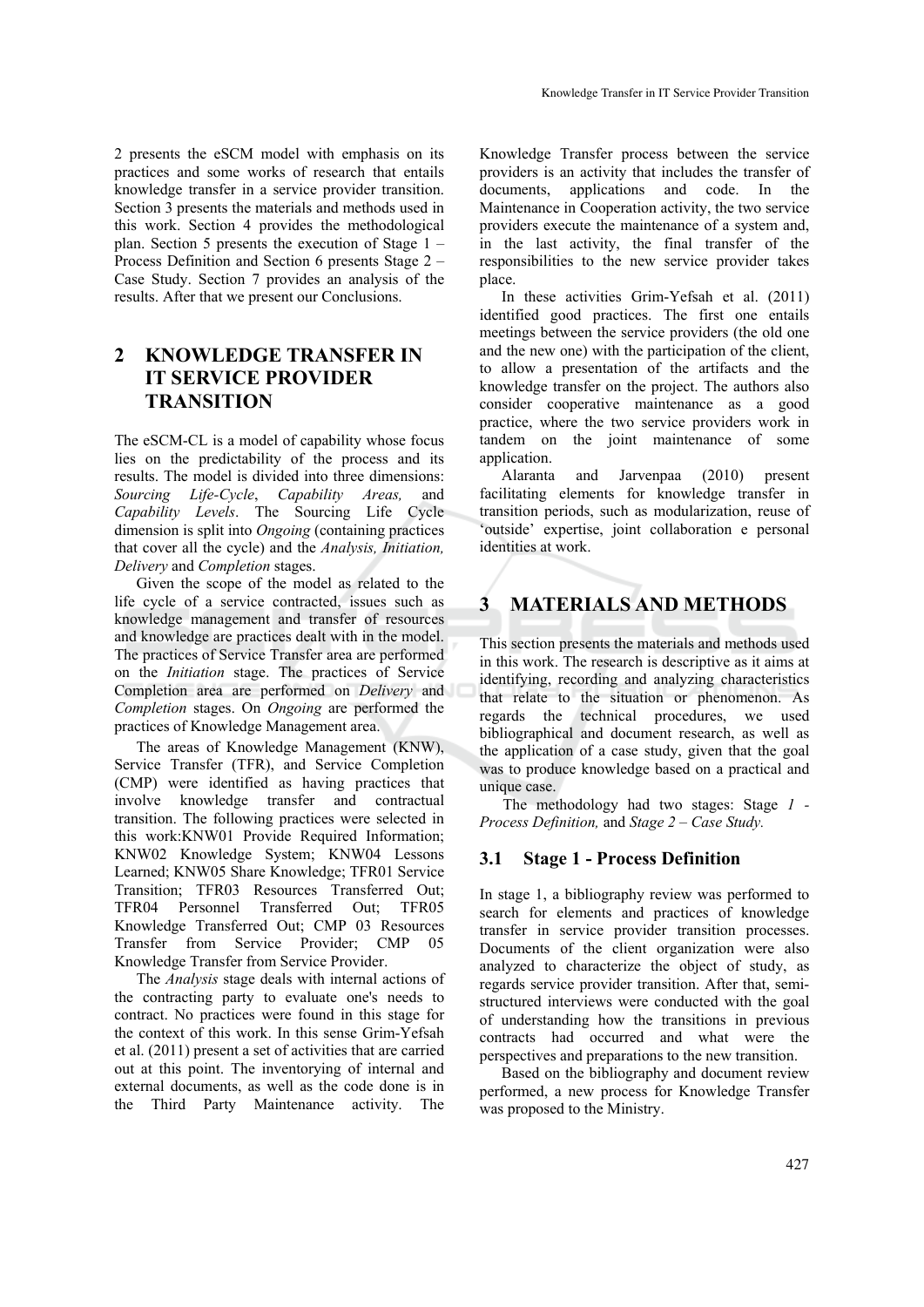2 presents the eSCM model with emphasis on its practices and some works of research that entails knowledge transfer in a service provider transition. Section 3 presents the materials and methods used in this work. Section 4 provides the methodological plan. Section 5 presents the execution of Stage 1 – Process Definition and Section 6 presents Stage 2 – Case Study. Section 7 provides an analysis of the results. After that we present our Conclusions.

## 2 KNOWLEDGE TRANSFER IN IT SERVICE PROVIDER TRANSITION

The eSCM-CL is a model of capability whose focus lies on the predictability of the process and its results. The model is divided into three dimensions: *Sourcing Life-Cycle*, *Capability Areas,* and *Capability Levels*. The Sourcing Life Cycle dimension is split into *Ongoing* (containing practices that cover all the cycle) and the *Analysis, Initiation, Delivery* and *Completion* stages.

Given the scope of the model as related to the life cycle of a service contracted, issues such as knowledge management and transfer of resources and knowledge are practices dealt with in the model. The practices of Service Transfer area are performed on the *Initiation* stage. The practices of Service Completion area are performed on *Delivery* and *Completion* stages. On *Ongoing* are performed the practices of Knowledge Management area.

The areas of Knowledge Management (KNW), Service Transfer (TFR), and Service Completion (CMP) were identified as having practices that involve knowledge transfer and contractual transition. The following practices were selected in this work:KNW01 Provide Required Information; KNW02 Knowledge System; KNW04 Lessons Learned; KNW05 Share Knowledge; TFR01 Service Transition; TFR03 Resources Transferred Out; TFR04 Personnel Transferred Out; TFR05 Knowledge Transferred Out; CMP 03 Resources Transfer from Service Provider; CMP 05 Knowledge Transfer from Service Provider.

The *Analysis* stage deals with internal actions of the contracting party to evaluate one's needs to contract. No practices were found in this stage for the context of this work. In this sense Grim-Yefsah et al. (2011) present a set of activities that are carried out at this point. The inventorying of internal and external documents, as well as the code done is in the Third Party Maintenance activity. The Knowledge Transfer process between the service providers is an activity that includes the transfer of documents, applications and code. In the Maintenance in Cooperation activity, the two service providers execute the maintenance of a system and, in the last activity, the final transfer of the responsibilities to the new service provider takes place.

In these activities Grim-Yefsah et al. (2011) identified good practices. The first one entails meetings between the service providers (the old one and the new one) with the participation of the client, to allow a presentation of the artifacts and the knowledge transfer on the project. The authors also consider cooperative maintenance as a good practice, where the two service providers work in tandem on the joint maintenance of some application.

Alaranta and Jarvenpaa (2010) present facilitating elements for knowledge transfer in transition periods, such as modularization, reuse of 'outside' expertise, joint collaboration e personal identities at work.

## 3 MATERIALS AND METHODS

This section presents the materials and methods used in this work. The research is descriptive as it aims at identifying, recording and analyzing characteristics that relate to the situation or phenomenon. As regards the technical procedures, we used bibliographical and document research, as well as the application of a case study, given that the goal was to produce knowledge based on a practical and unique case.

The methodology had two stages: Stage *1 - Process Definition,* and *Stage 2 – Case Study.*

### 3.1 Stage 1 - Process Definition

In stage 1, a bibliography review was performed to search for elements and practices of knowledge transfer in service provider transition processes. Documents of the client organization were also analyzed to characterize the object of study, as regards service provider transition. After that, semi-structured interviews were conducted with the goal of understanding how the transitions in previous contracts had occurred and what were the perspectives and preparations to the new transition.

Based on the bibliography and document review performed, a new process for Knowledge Transfer was proposed to the Ministry.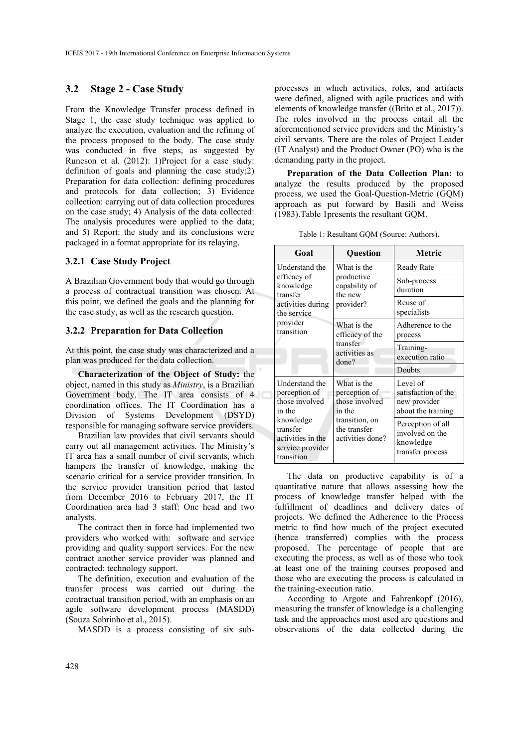### 3.2 Stage 2 - Case Study

From the Knowledge Transfer process defined in Stage 1, the case study technique was applied to analyze the execution, evaluation and the refining of the process proposed to the body. The case study was conducted in five steps, as suggested by Runeson et al. (2012): 1)Project for a case study: definition of goals and planning the case study;2) Preparation for data collection: defining procedures and protocols for data collection; 3) Evidence collection: carrying out of data collection procedures on the case study; 4) Analysis of the data collected: The analysis procedures were applied to the data; and 5) Report: the study and its conclusions were packaged in a format appropriate for its relaying.

#### 3.2.1 Case Study Project

A Brazilian Government body that would go through a process of contractual transition was chosen. At this point, we defined the goals and the planning for the case study, as well as the research question.

#### 3.2.2 Preparation for Data Collection

At this point, the case study was characterized and a plan was produced for the data collection.

**Characterization of the Object of Study:** the object, named in this study as *Ministry*, is a Brazilian Government body. The IT area consists of 4 coordination offices. The IT Coordination has a Division of Systems Development (DSYD) responsible for managing software service providers.

Brazilian law provides that civil servants should carry out all management activities. The Ministry's IT area has a small number of civil servants, which hampers the transfer of knowledge, making the scenario critical for a service provider transition. In the service provider transition period that lasted from December 2016 to February 2017, the IT Coordination area had 3 staff: One head and two analysts.

The contract then in force had implemented two providers who worked with: software and service providing and quality support services. For the new contract another service provider was planned and contracted: technology support.

The definition, execution and evaluation of the transfer process was carried out during the contractual transition period, with an emphasis on an agile software development process (MASDD) (Souza Sobrinho et al., 2015).

MASDD is a process consisting of six sub-processes in which activities, roles, and artifacts were defined, aligned with agile practices and with elements of knowledge transfer ((Brito et al., 2017)). The roles involved in the process entail all the aforementioned service providers and the Ministry's civil servants. There are the roles of Project Leader (IT Analyst) and the Product Owner (PO) who is the demanding party in the project.

**Preparation of the Data Collection Plan:** to analyze the results produced by the proposed process, we used the Goal-Question-Metric (GQM) approach as put forward by Basili and Weiss (1983).Table 1presents the resultant GQM.

Table 1: Resultant GQM (Source: Authors).

| Goal | Question | Metric |
|---|---|---|
| Understand the efficacy of knowledge transfer activities during the service provider transition | What is the productive capability of the new provider? | Ready Rate |
| | | Sub-process duration |
| | | Reuse of specialists |
| | What is the efficacy of the transfer activities as done? | Adherence to the process |
| | | Training-execution ratio |
| | | Doubts |
| Understand the perception of those involved in the knowledge transfer activities in the service provider transition | What is the perception of those involved in the transition, on the transfer activities done? | Level of satisfaction of the new provider about the training |
| | | Perception of all involved on the knowledge transfer process |

The data on productive capability is of a quantitative nature that allows assessing how the process of knowledge transfer helped with the fulfillment of deadlines and delivery dates of projects. We defined the Adherence to the Process metric to find how much of the project executed (hence transferred) complies with the process proposed. The percentage of people that are executing the process, as well as of those who took at least one of the training courses proposed and those who are executing the process is calculated in the training-execution ratio.

According to Argote and Fahrenkopf (2016), measuring the transfer of knowledge is a challenging task and the approaches most used are questions and observations of the data collected during the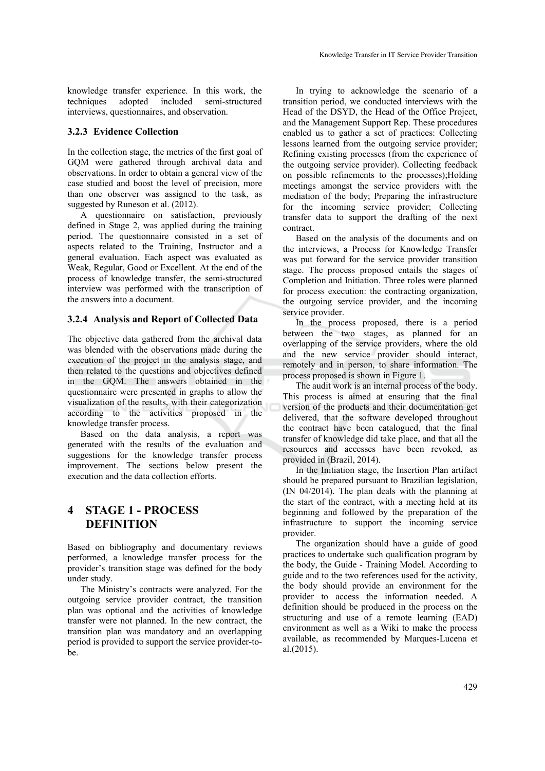knowledge transfer experience. In this work, the techniques adopted included semi-structured interviews, questionnaires, and observation.

### 3.2.3 Evidence Collection

In the collection stage, the metrics of the first goal of GQM were gathered through archival data and observations. In order to obtain a general view of the case studied and boost the level of precision, more than one observer was assigned to the task, as suggested by Runeson et al. (2012).

A questionnaire on satisfaction, previously defined in Stage 2, was applied during the training period. The questionnaire consisted in a set of aspects related to the Training, Instructor and a general evaluation. Each aspect was evaluated as Weak, Regular, Good or Excellent. At the end of the process of knowledge transfer, the semi-structured interview was performed with the transcription of the answers into a document.

### 3.2.4 Analysis and Report of Collected Data

The objective data gathered from the archival data was blended with the observations made during the execution of the project in the analysis stage, and then related to the questions and objectives defined in the GQM. The answers obtained in the questionnaire were presented in graphs to allow the visualization of the results, with their categorization according to the activities proposed in the knowledge transfer process.

Based on the data analysis, a report was generated with the results of the evaluation and suggestions for the knowledge transfer process improvement. The sections below present the execution and the data collection efforts.

# 4 STAGE 1 - PROCESS DEFINITION

Based on bibliography and documentary reviews performed, a knowledge transfer process for the provider's transition stage was defined for the body under study.

The Ministry's contracts were analyzed. For the outgoing service provider contract, the transition plan was optional and the activities of knowledge transfer were not planned. In the new contract, the transition plan was mandatory and an overlapping period is provided to support the service provider-to-be.

In trying to acknowledge the scenario of a transition period, we conducted interviews with the Head of the DSYD, the Head of the Office Project, and the Management Support Rep. These procedures enabled us to gather a set of practices: Collecting lessons learned from the outgoing service provider; Refining existing processes (from the experience of the outgoing service provider). Collecting feedback on possible refinements to the processes);Holding meetings amongst the service providers with the mediation of the body; Preparing the infrastructure for the incoming service provider; Collecting transfer data to support the drafting of the next contract.

Based on the analysis of the documents and on the interviews, a Process for Knowledge Transfer was put forward for the service provider transition stage. The process proposed entails the stages of Completion and Initiation. Three roles were planned for process execution: the contracting organization, the outgoing service provider, and the incoming service provider.

In the process proposed, there is a period between the two stages, as planned for an overlapping of the service providers, where the old and the new service provider should interact, remotely and in person, to share information. The process proposed is shown in Figure 1.

The audit work is an internal process of the body. This process is aimed at ensuring that the final version of the products and their documentation get delivered, that the software developed throughout the contract have been catalogued, that the final transfer of knowledge did take place, and that all the resources and accesses have been revoked, as provided in (Brazil, 2014).

In the Initiation stage, the Insertion Plan artifact should be prepared pursuant to Brazilian legislation, (IN 04/2014). The plan deals with the planning at the start of the contract, with a meeting held at its beginning and followed by the preparation of the infrastructure to support the incoming service provider.

The organization should have a guide of good practices to undertake such qualification program by the body, the Guide - Training Model. According to guide and to the two references used for the activity, the body should provide an environment for the provider to access the information needed. A definition should be produced in the process on the structuring and use of a remote learning (EAD) environment as well as a Wiki to make the process available, as recommended by Marques-Lucena et al.(2015).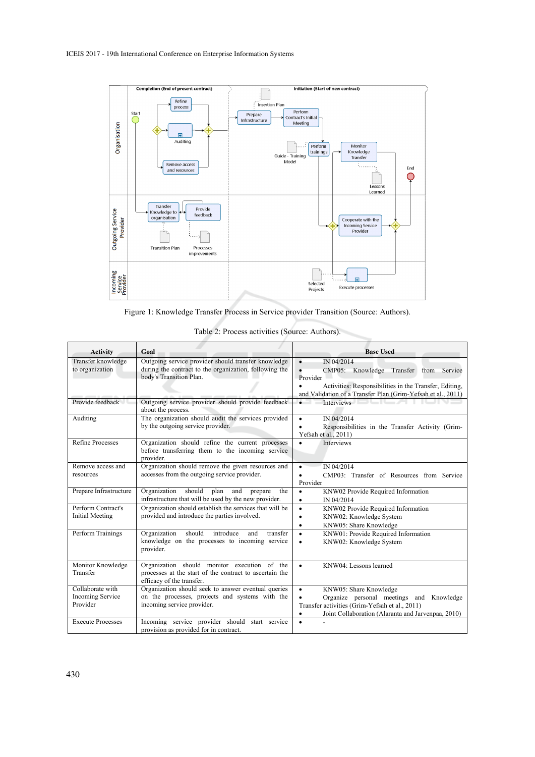Figure 1: Knowledge Transfer Process in Service provider Transition (Source: Authors).

Table 2: Process activities (Source: Authors).

| Activity | Goal | Base Used |
|---|---|---|
| Transfer knowledge to organization | Outgoing service provider should transfer knowledge during the contract to the organization, following the body's Transition Plan. | • IN 04/2014 • CMP05: Knowledge Transfer from Service Provider • Activities: Responsibilities in the Transfer, Editing, and Validation of a Transfer Plan (Grim-Yefsah et al., 2011) |
| Provide feedback | Outgoing service provider should provide feedback about the process. | • Interviews |
| Auditing | The organization should audit the services provided by the outgoing service provider. | • IN 04/2014 • Responsibilities in the Transfer Activity (Grim-Yefsah et al., 2011) |
| Refine Processes | Organization should refine the current processes before transferring them to the incoming service provider. | • Interviews |
| Remove access and resources | Organization should remove the given resources and accesses from the outgoing service provider. | • IN 04/2014 • CMP03: Transfer of Resources from Service Provider |
| Prepare Infrastructure | Organization should plan and prepare the infrastructure that will be used by the new provider. | • KNW02 Provide Required Information • IN 04/2014 |
| Perform Contract's Initial Meeting | Organization should establish the services that will be provided and introduce the parties involved. | • KNW02 Provide Required Information • KNW02: Knowledge System • KNW05: Share Knowledge |
| Perform Trainings | Organization should introduce and transfer knowledge on the processes to incoming service provider. | • KNW01: Provide Required Information • KNW02: Knowledge System |
| Monitor Knowledge Transfer | Organization should monitor execution of the processes at the start of the contract to ascertain the efficacy of the transfer. | • KNW04: Lessons learned |
| Collaborate with Incoming Service Provider | Organization should seek to answer eventual queries on the processes, projects and systems with the incoming service provider. | • KNW05: Share Knowledge • Organize personal meetings and Knowledge Transfer activities (Grim-Yefsah et al., 2011) • Joint Collaboration (Alaranta and Jarvenpaa, 2010) |
| Execute Processes | Incoming service provider should start service provision as provided for in contract. | • - |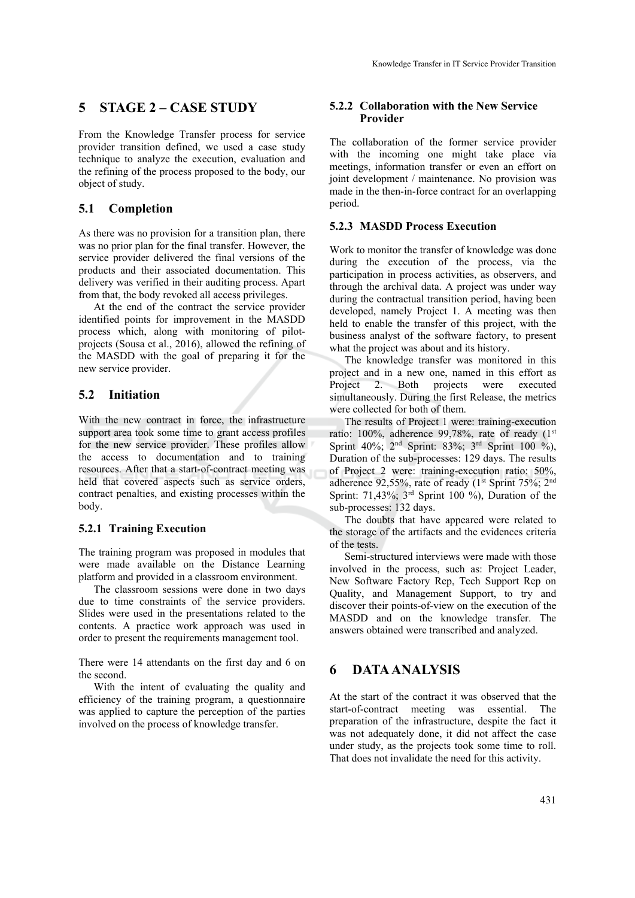## 5 STAGE 2 – CASE STUDY

From the Knowledge Transfer process for service provider transition defined, we used a case study technique to analyze the execution, evaluation and the refining of the process proposed to the body, our object of study.

### 5.1 Completion

As there was no provision for a transition plan, there was no prior plan for the final transfer. However, the service provider delivered the final versions of the products and their associated documentation. This delivery was verified in their auditing process. Apart from that, the body revoked all access privileges.

At the end of the contract the service provider identified points for improvement in the MASDD process which, along with monitoring of pilot-projects (Sousa et al., 2016), allowed the refining of the MASDD with the goal of preparing it for the new service provider.

### 5.2 Initiation

With the new contract in force, the infrastructure support area took some time to grant access profiles for the new service provider. These profiles allow the access to documentation and to training resources. After that a start-of-contract meeting was held that covered aspects such as service orders, contract penalties, and existing processes within the body.

#### 5.2.1 Training Execution

The training program was proposed in modules that were made available on the Distance Learning platform and provided in a classroom environment.

The classroom sessions were done in two days due to time constraints of the service providers. Slides were used in the presentations related to the contents. A practice work approach was used in order to present the requirements management tool.

There were 14 attendants on the first day and 6 on the second.

With the intent of evaluating the quality and efficiency of the training program, a questionnaire was applied to capture the perception of the parties involved on the process of knowledge transfer.

#### 5.2.2 Collaboration with the New Service Provider

The collaboration of the former service provider with the incoming one might take place via meetings, information transfer or even an effort on joint development / maintenance. No provision was made in the then-in-force contract for an overlapping period.

#### 5.2.3 MASDD Process Execution

Work to monitor the transfer of knowledge was done during the execution of the process, via the participation in process activities, as observers, and through the archival data. A project was under way during the contractual transition period, having been developed, namely Project 1. A meeting was then held to enable the transfer of this project, with the business analyst of the software factory, to present what the project was about and its history.

The knowledge transfer was monitored in this project and in a new one, named in this effort as Project 2. Both projects were executed simultaneously. During the first Release, the metrics were collected for both of them.

The results of Project 1 were: training-execution ratio: 100%, adherence 99,78%, rate of ready (1st Sprint 40%; 2nd Sprint: 83%; 3rd Sprint 100 %), Duration of the sub-processes: 129 days. The results of Project 2 were: training-execution ratio: 50%, adherence 92,55%, rate of ready (1st Sprint 75%; 2nd Sprint: 71,43%; 3rd Sprint 100 %), Duration of the sub-processes: 132 days.

The doubts that have appeared were related to the storage of the artifacts and the evidences criteria of the tests.

Semi-structured interviews were made with those involved in the process, such as: Project Leader, New Software Factory Rep, Tech Support Rep on Quality, and Management Support, to try and discover their points-of-view on the execution of the MASDD and on the knowledge transfer. The answers obtained were transcribed and analyzed.

## 6 DATA ANALYSIS

At the start of the contract it was observed that the start-of-contract meeting was essential. The preparation of the infrastructure, despite the fact it was not adequately done, it did not affect the case under study, as the projects took some time to roll. That does not invalidate the need for this activity.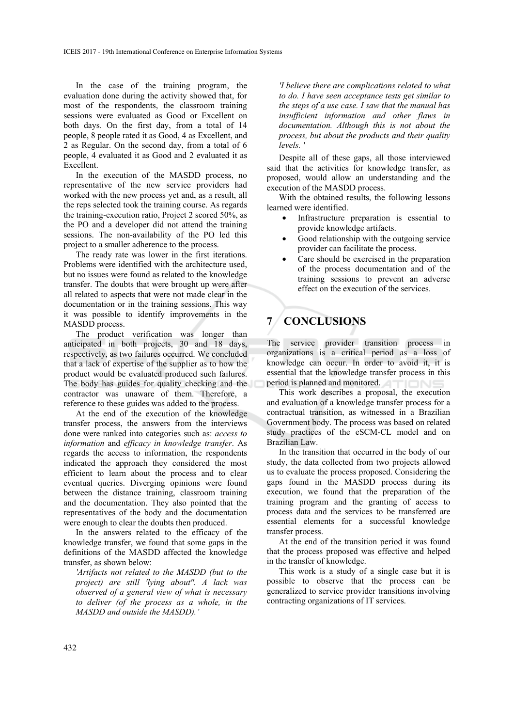In the case of the training program, the evaluation done during the activity showed that, for most of the respondents, the classroom training sessions were evaluated as Good or Excellent on both days. On the first day, from a total of 14 people, 8 people rated it as Good, 4 as Excellent, and 2 as Regular. On the second day, from a total of 6 people, 4 evaluated it as Good and 2 evaluated it as Excellent.

In the execution of the MASDD process, no representative of the new service providers had worked with the new process yet and, as a result, all the reps selected took the training course. As regards the training-execution ratio, Project 2 scored 50%, as the PO and a developer did not attend the training sessions. The non-availability of the PO led this project to a smaller adherence to the process.

The ready rate was lower in the first iterations. Problems were identified with the architecture used, but no issues were found as related to the knowledge transfer. The doubts that were brought up were after all related to aspects that were not made clear in the documentation or in the training sessions. This way it was possible to identify improvements in the MASDD process.

The product verification was longer than anticipated in both projects, 30 and 18 days, respectively, as two failures occurred. We concluded that a lack of expertise of the supplier as to how the product would be evaluated produced such failures. The body has guides for quality checking and the contractor was unaware of them. Therefore, a reference to these guides was added to the process.

At the end of the execution of the knowledge transfer process, the answers from the interviews done were ranked into categories such as: *access to information* and *efficacy in knowledge transfer*. As regards the access to information, the respondents indicated the approach they considered the most efficient to learn about the process and to clear eventual queries. Diverging opinions were found between the distance training, classroom training and the documentation. They also pointed that the representatives of the body and the documentation were enough to clear the doubts then produced.

In the answers related to the efficacy of the knowledge transfer, we found that some gaps in the definitions of the MASDD affected the knowledge transfer, as shown below:

*'Artifacts not related to the MASDD (but to the project) are still 'lying about''. A lack was observed of a general view of what is necessary to deliver (of the process as a whole, in the MASDD and outside the MASDD).'*

*'I believe there are complications related to what to do. I have seen acceptance tests get similar to the steps of a use case. I saw that the manual has insufficient information and other flaws in documentation. Although this is not about the process, but about the products and their quality levels. '*

Despite all of these gaps, all those interviewed said that the activities for knowledge transfer, as proposed, would allow an understanding and the execution of the MASDD process.

With the obtained results, the following lessons learned were identified.

- Infrastructure preparation is essential to provide knowledge artifacts.
- Good relationship with the outgoing service provider can facilitate the process.
- Care should be exercised in the preparation of the process documentation and of the training sessions to prevent an adverse effect on the execution of the services.

## 7 CONCLUSIONS

The service provider transition process in organizations is a critical period as a loss of knowledge can occur. In order to avoid it, it is essential that the knowledge transfer process in this period is planned and monitored.

This work describes a proposal, the execution and evaluation of a knowledge transfer process for a contractual transition, as witnessed in a Brazilian Government body. The process was based on related study practices of the eSCM-CL model and on Brazilian Law.

In the transition that occurred in the body of our study, the data collected from two projects allowed us to evaluate the process proposed. Considering the gaps found in the MASDD process during its execution, we found that the preparation of the training program and the granting of access to process data and the services to be transferred are essential elements for a successful knowledge transfer process.

At the end of the transition period it was found that the process proposed was effective and helped in the transfer of knowledge.

This work is a study of a single case but it is possible to observe that the process can be generalized to service provider transitions involving contracting organizations of IT services.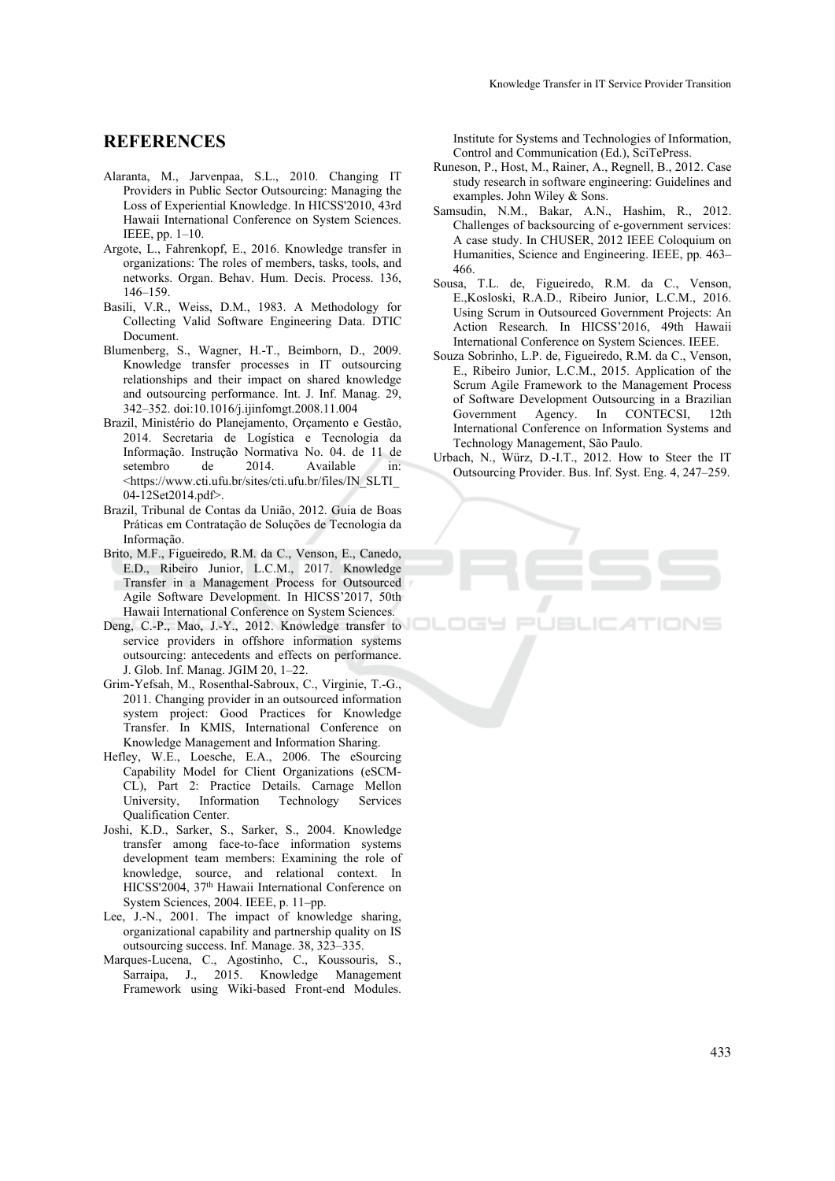## REFERENCES

Alaranta, M., Jarvenpaa, S.L., 2010. Changing IT Providers in Public Sector Outsourcing: Managing the Loss of Experiential Knowledge. In HICSS'2010, 43rd Hawaii International Conference on System Sciences. IEEE, pp. 1–10.

Argote, L., Fahrenkopf, E., 2016. Knowledge transfer in organizations: The roles of members, tasks, tools, and networks. Organ. Behav. Hum. Decis. Process. 136, 146–159.

Basili, V.R., Weiss, D.M., 1983. A Methodology for Collecting Valid Software Engineering Data. DTIC Document.

Blumenberg, S., Wagner, H.-T., Beimborn, D., 2009. Knowledge transfer processes in IT outsourcing relationships and their impact on shared knowledge and outsourcing performance. Int. J. Inf. Manag. 29, 342–352. doi:10.1016/j.ijinfomgt.2008.11.004

Brazil, Ministério do Planejamento, Orçamento e Gestão, 2014. Secretaria de Logística e Tecnologia da Informação. Instrução Normativa No. 04. de 11 de setembro de 2014. Available in: <https://www.cti.ufu.br/sites/cti.ufu.br/files/IN_SLTI_04-12Set2014.pdf>.

Brazil, Tribunal de Contas da União, 2012. Guia de Boas Práticas em Contratação de Soluções de Tecnologia da Informação.

Brito, M.F., Figueiredo, R.M. da C., Venson, E., Canedo, E.D., Ribeiro Junior, L.C.M., 2017. Knowledge Transfer in a Management Process for Outsourced Agile Software Development. In HICSS'2017, 50th Hawaii International Conference on System Sciences.

Deng, C.-P., Mao, J.-Y., 2012. Knowledge transfer to service providers in offshore information systems outsourcing: antecedents and effects on performance. J. Glob. Inf. Manag. JGIM 20, 1–22.

Grim-Yefsah, M., Rosenthal-Sabroux, C., Virginie, T.-G., 2011. Changing provider in an outsourced information system project: Good Practices for Knowledge Transfer. In KMIS, International Conference on Knowledge Management and Information Sharing.

Hefley, W.E., Loesche, E.A., 2006. The eSourcing Capability Model for Client Organizations (eSCM-CL), Part 2: Practice Details. Carnage Mellon University, Information Technology Services Qualification Center.

Joshi, K.D., Sarker, S., Sarker, S., 2004. Knowledge transfer among face-to-face information systems development team members: Examining the role of knowledge, source, and relational context. In HICSS'2004, 37th Hawaii International Conference on System Sciences, 2004. IEEE, p. 11–pp.

Lee, J.-N., 2001. The impact of knowledge sharing, organizational capability and partnership quality on IS outsourcing success. Inf. Manage. 38, 323–335.

Marques-Lucena, C., Agostinho, C., Koussouris, S., Sarraipa, J., 2015. Knowledge Management Framework using Wiki-based Front-end Modules. Institute for Systems and Technologies of Information, Control and Communication (Ed.), SciTePress.

Runeson, P., Host, M., Rainer, A., Regnell, B., 2012. Case study research in software engineering: Guidelines and examples. John Wiley & Sons.

Samsudin, N.M., Bakar, A.N., Hashim, R., 2012. Challenges of backsourcing of e-government services: A case study. In CHUSER, 2012 IEEE Coloquium on Humanities, Science and Engineering. IEEE, pp. 463–466.

Sousa, T.L. de, Figueiredo, R.M. da C., Venson, E.,Kosloski, R.A.D., Ribeiro Junior, L.C.M., 2016. Using Scrum in Outsourced Government Projects: An Action Research. In HICSS'2016, 49th Hawaii International Conference on System Sciences. IEEE.

Souza Sobrinho, L.P. de, Figueiredo, R.M. da C., Venson, E., Ribeiro Junior, L.C.M., 2015. Application of the Scrum Agile Framework to the Management Process of Software Development Outsourcing in a Brazilian Government Agency. In CONTECSI, 12th International Conference on Information Systems and Technology Management, São Paulo.

Urbach, N., Würz, D.-I.T., 2012. How to Steer the IT Outsourcing Provider. Bus. Inf. Syst. Eng. 4, 247–259.